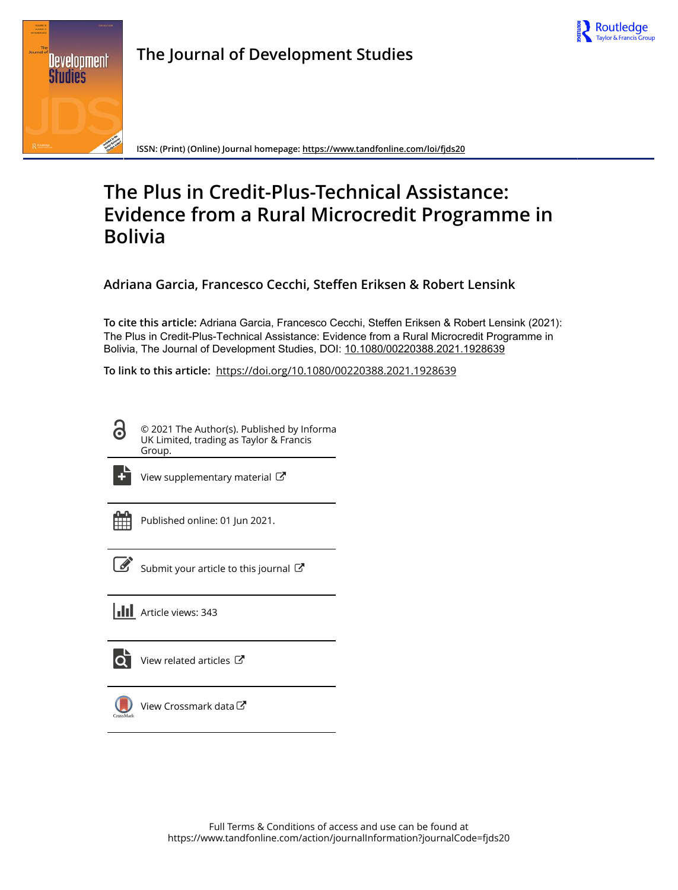**The Journal of Development Studies**

ISSN: (Print) (Online) Journal homepage: https://www.tandfonline.com/loi/fjds20

# The Plus in Credit-Plus-Technical Assistance: Evidence from a Rural Microcredit Programme in Bolivia

**Adriana Garcia, Francesco Cecchi, Steffen Eriksen & Robert Lensink**

**To cite this article:** Adriana Garcia, Francesco Cecchi, Steffen Eriksen & Robert Lensink (2021): The Plus in Credit-Plus-Technical Assistance: Evidence from a Rural Microcredit Programme in Bolivia, The Journal of Development Studies, DOI: 10.1080/00220388.2021.1928639

**To link to this article:** https://doi.org/10.1080/00220388.2021.1928639

© 2021 The Author(s). Published by Informa UK Limited, trading as Taylor & Francis Group.

View supplementary material

Published online: 01 Jun 2021.

Submit your article to this journal

Article views: 343

View related articles

View Crossmark data

Full Terms & Conditions of access and use can be found at https://www.tandfonline.com/action/journalInformation?journalCode=fjds20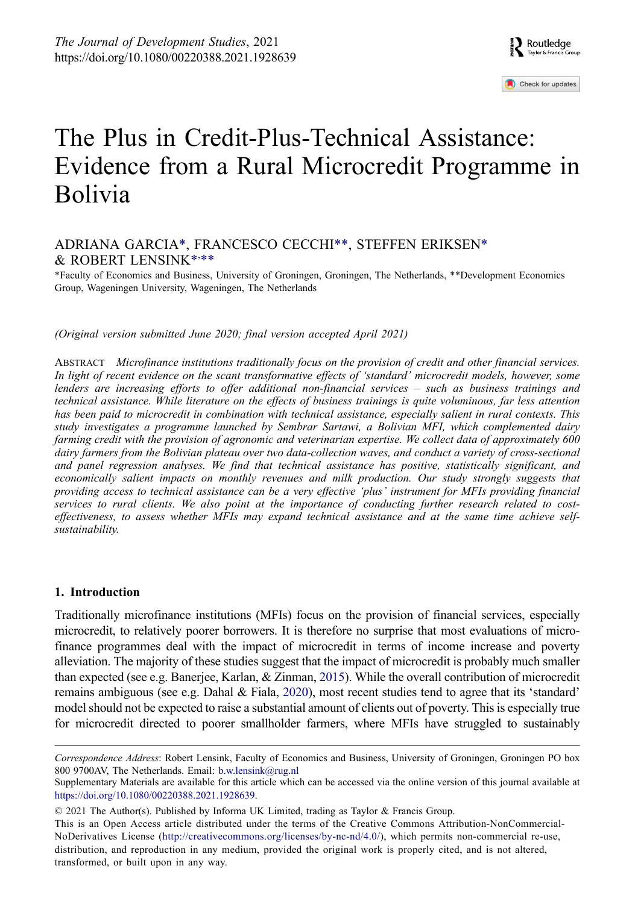# The Plus in Credit-Plus-Technical Assistance: Evidence from a Rural Microcredit Programme in Bolivia

ADRIANA GARCIA*, FRANCESCO CECCHI**, STEFFEN ERIKSEN* & ROBERT LENSINK*,**

*Faculty of Economics and Business, University of Groningen, Groningen, The Netherlands, **Development Economics Group, Wageningen University, Wageningen, The Netherlands

*(Original version submitted June 2020; final version accepted April 2021)*

ABSTRACT *Microfinance institutions traditionally focus on the provision of credit and other financial services. In light of recent evidence on the scant transformative effects of 'standard' microcredit models, however, some lenders are increasing efforts to offer additional non-financial services – such as business trainings and technical assistance. While literature on the effects of business trainings is quite voluminous, far less attention has been paid to microcredit in combination with technical assistance, especially salient in rural contexts. This study investigates a programme launched by Sembrar Sartawi, a Bolivian MFI, which complemented dairy farming credit with the provision of agronomic and veterinarian expertise. We collect data of approximately 600 dairy farmers from the Bolivian plateau over two data-collection waves, and conduct a variety of cross-sectional and panel regression analyses. We find that technical assistance has positive, statistically significant, and economically salient impacts on monthly revenues and milk production. Our study strongly suggests that providing access to technical assistance can be a very effective 'plus' instrument for MFIs providing financial services to rural clients. We also point at the importance of conducting further research related to cost-effectiveness, to assess whether MFIs may expand technical assistance and at the same time achieve self-sustainability.*

## 1. Introduction

Traditionally microfinance institutions (MFIs) focus on the provision of financial services, especially microcredit, to relatively poorer borrowers. It is therefore no surprise that most evaluations of microfinance programmes deal with the impact of microcredit in terms of income increase and poverty alleviation. The majority of these studies suggest that the impact of microcredit is probably much smaller than expected (see e.g. Banerjee, Karlan, & Zinman, 2015). While the overall contribution of microcredit remains ambiguous (see e.g. Dahal & Fiala, 2020), most recent studies tend to agree that its 'standard' model should not be expected to raise a substantial amount of clients out of poverty. This is especially true for microcredit directed to poorer smallholder farmers, where MFIs have struggled to sustainably

---

*Correspondence Address*: Robert Lensink, Faculty of Economics and Business, University of Groningen, Groningen PO box 800 9700AV, The Netherlands. Email: b.w.lensink@rug.nl

Supplementary Materials are available for this article which can be accessed via the online version of this journal available at https://doi.org/10.1080/00220388.2021.1928639.

© 2021 The Author(s). Published by Informa UK Limited, trading as Taylor & Francis Group.

This is an Open Access article distributed under the terms of the Creative Commons Attribution-NonCommercial-NoDerivatives License (http://creativecommons.org/licenses/by-nc-nd/4.0/), which permits non-commercial re-use, distribution, and reproduction in any medium, provided the original work is properly cited, and is not altered, transformed, or built upon in any way.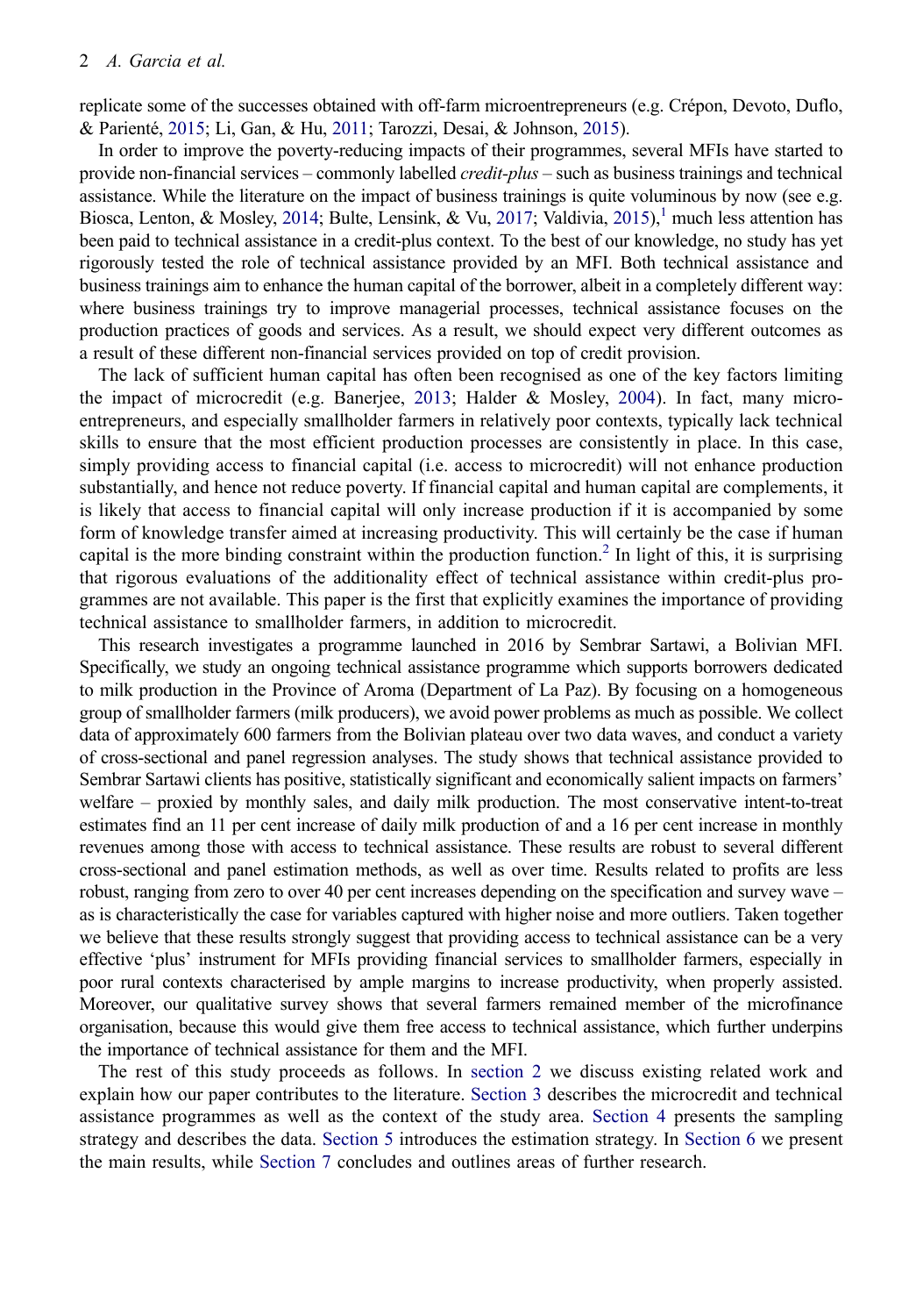replicate some of the successes obtained with off-farm microentrepreneurs (e.g. Crépon, Devoto, Duflo, & Parienté, 2015; Li, Gan, & Hu, 2011; Tarozzi, Desai, & Johnson, 2015).

In order to improve the poverty-reducing impacts of their programmes, several MFIs have started to provide non-financial services – commonly labelled *credit-plus* – such as business trainings and technical assistance. While the literature on the impact of business trainings is quite voluminous by now (see e.g. Biosca, Lenton, & Mosley, 2014; Bulte, Lensink, & Vu, 2017; Valdivia, 2015),[1] much less attention has been paid to technical assistance in a credit-plus context. To the best of our knowledge, no study has yet rigorously tested the role of technical assistance provided by an MFI. Both technical assistance and business trainings aim to enhance the human capital of the borrower, albeit in a completely different way: where business trainings try to improve managerial processes, technical assistance focuses on the production practices of goods and services. As a result, we should expect very different outcomes as a result of these different non-financial services provided on top of credit provision.

The lack of sufficient human capital has often been recognised as one of the key factors limiting the impact of microcredit (e.g. Banerjee, 2013; Halder & Mosley, 2004). In fact, many micro-entrepreneurs, and especially smallholder farmers in relatively poor contexts, typically lack technical skills to ensure that the most efficient production processes are consistently in place. In this case, simply providing access to financial capital (i.e. access to microcredit) will not enhance production substantially, and hence not reduce poverty. If financial capital and human capital are complements, it is likely that access to financial capital will only increase production if it is accompanied by some form of knowledge transfer aimed at increasing productivity. This will certainly be the case if human capital is the more binding constraint within the production function.[2] In light of this, it is surprising that rigorous evaluations of the additionality effect of technical assistance within credit-plus programmes are not available. This paper is the first that explicitly examines the importance of providing technical assistance to smallholder farmers, in addition to microcredit.

This research investigates a programme launched in 2016 by Sembrar Sartawi, a Bolivian MFI. Specifically, we study an ongoing technical assistance programme which supports borrowers dedicated to milk production in the Province of Aroma (Department of La Paz). By focusing on a homogeneous group of smallholder farmers (milk producers), we avoid power problems as much as possible. We collect data of approximately 600 farmers from the Bolivian plateau over two data waves, and conduct a variety of cross-sectional and panel regression analyses. The study shows that technical assistance provided to Sembrar Sartawi clients has positive, statistically significant and economically salient impacts on farmers' welfare – proxied by monthly sales, and daily milk production. The most conservative intent-to-treat estimates find an 11 per cent increase of daily milk production of and a 16 per cent increase in monthly revenues among those with access to technical assistance. These results are robust to several different cross-sectional and panel estimation methods, as well as over time. Results related to profits are less robust, ranging from zero to over 40 per cent increases depending on the specification and survey wave – as is characteristically the case for variables captured with higher noise and more outliers. Taken together we believe that these results strongly suggest that providing access to technical assistance can be a very effective 'plus' instrument for MFIs providing financial services to smallholder farmers, especially in poor rural contexts characterised by ample margins to increase productivity, when properly assisted. Moreover, our qualitative survey shows that several farmers remained member of the microfinance organisation, because this would give them free access to technical assistance, which further underpins the importance of technical assistance for them and the MFI.

The rest of this study proceeds as follows. In section 2 we discuss existing related work and explain how our paper contributes to the literature. Section 3 describes the microcredit and technical assistance programmes as well as the context of the study area. Section 4 presents the sampling strategy and describes the data. Section 5 introduces the estimation strategy. In Section 6 we present the main results, while Section 7 concludes and outlines areas of further research.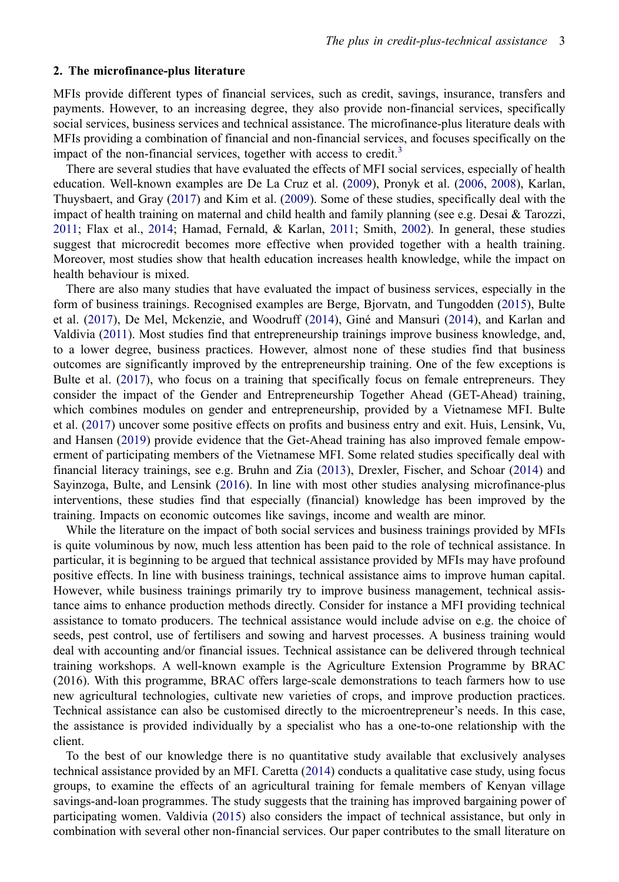## 2. The microfinance-plus literature

MFIs provide different types of financial services, such as credit, savings, insurance, transfers and payments. However, to an increasing degree, they also provide non-financial services, specifically social services, business services and technical assistance. The microfinance-plus literature deals with MFIs providing a combination of financial and non-financial services, and focuses specifically on the impact of the non-financial services, together with access to credit.[3]

There are several studies that have evaluated the effects of MFI social services, especially of health education. Well-known examples are De La Cruz et al. (2009), Pronyk et al. (2006, 2008), Karlan, Thuysbaert, and Gray (2017) and Kim et al. (2009). Some of these studies, specifically deal with the impact of health training on maternal and child health and family planning (see e.g. Desai & Tarozzi, 2011; Flax et al., 2014; Hamad, Fernald, & Karlan, 2011; Smith, 2002). In general, these studies suggest that microcredit becomes more effective when provided together with a health training. Moreover, most studies show that health education increases health knowledge, while the impact on health behaviour is mixed.

There are also many studies that have evaluated the impact of business services, especially in the form of business trainings. Recognised examples are Berge, Bjorvatn, and Tungodden (2015), Bulte et al. (2017), De Mel, Mckenzie, and Woodruff (2014), Giné and Mansuri (2014), and Karlan and Valdivia (2011). Most studies find that entrepreneurship trainings improve business knowledge, and, to a lower degree, business practices. However, almost none of these studies find that business outcomes are significantly improved by the entrepreneurship training. One of the few exceptions is Bulte et al. (2017), who focus on a training that specifically focus on female entrepreneurs. They consider the impact of the Gender and Entrepreneurship Together Ahead (GET-Ahead) training, which combines modules on gender and entrepreneurship, provided by a Vietnamese MFI. Bulte et al. (2017) uncover some positive effects on profits and business entry and exit. Huis, Lensink, Vu, and Hansen (2019) provide evidence that the Get-Ahead training has also improved female empowerment of participating members of the Vietnamese MFI. Some related studies specifically deal with financial literacy trainings, see e.g. Bruhn and Zia (2013), Drexler, Fischer, and Schoar (2014) and Sayinzoga, Bulte, and Lensink (2016). In line with most other studies analysing microfinance-plus interventions, these studies find that especially (financial) knowledge has been improved by the training. Impacts on economic outcomes like savings, income and wealth are minor.

While the literature on the impact of both social services and business trainings provided by MFIs is quite voluminous by now, much less attention has been paid to the role of technical assistance. In particular, it is beginning to be argued that technical assistance provided by MFIs may have profound positive effects. In line with business trainings, technical assistance aims to improve human capital. However, while business trainings primarily try to improve business management, technical assistance aims to enhance production methods directly. Consider for instance a MFI providing technical assistance to tomato producers. The technical assistance would include advise on e.g. the choice of seeds, pest control, use of fertilisers and sowing and harvest processes. A business training would deal with accounting and/or financial issues. Technical assistance can be delivered through technical training workshops. A well-known example is the Agriculture Extension Programme by BRAC (2016). With this programme, BRAC offers large-scale demonstrations to teach farmers how to use new agricultural technologies, cultivate new varieties of crops, and improve production practices. Technical assistance can also be customised directly to the microentrepreneur's needs. In this case, the assistance is provided individually by a specialist who has a one-to-one relationship with the client.

To the best of our knowledge there is no quantitative study available that exclusively analyses technical assistance provided by an MFI. Caretta (2014) conducts a qualitative case study, using focus groups, to examine the effects of an agricultural training for female members of Kenyan village savings-and-loan programmes. The study suggests that the training has improved bargaining power of participating women. Valdivia (2015) also considers the impact of technical assistance, but only in combination with several other non-financial services. Our paper contributes to the small literature on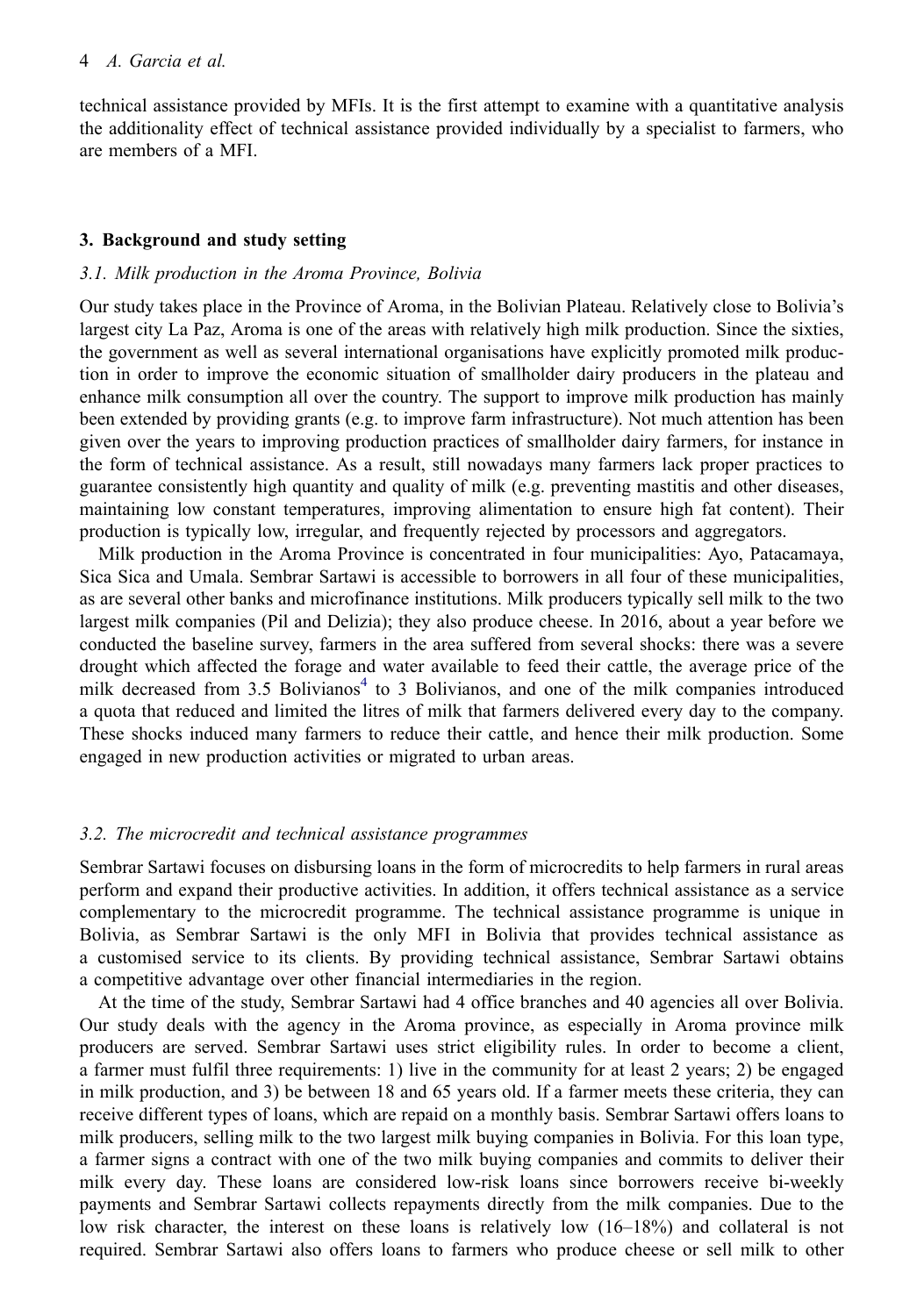technical assistance provided by MFIs. It is the first attempt to examine with a quantitative analysis the additionality effect of technical assistance provided individually by a specialist to farmers, who are members of a MFI.

## 3. Background and study setting

### *3.1. Milk production in the Aroma Province, Bolivia*

Our study takes place in the Province of Aroma, in the Bolivian Plateau. Relatively close to Bolivia's largest city La Paz, Aroma is one of the areas with relatively high milk production. Since the sixties, the government as well as several international organisations have explicitly promoted milk production in order to improve the economic situation of smallholder dairy producers in the plateau and enhance milk consumption all over the country. The support to improve milk production has mainly been extended by providing grants (e.g. to improve farm infrastructure). Not much attention has been given over the years to improving production practices of smallholder dairy farmers, for instance in the form of technical assistance. As a result, still nowadays many farmers lack proper practices to guarantee consistently high quantity and quality of milk (e.g. preventing mastitis and other diseases, maintaining low constant temperatures, improving alimentation to ensure high fat content). Their production is typically low, irregular, and frequently rejected by processors and aggregators.

Milk production in the Aroma Province is concentrated in four municipalities: Ayo, Patacamaya, Sica Sica and Umala. Sembrar Sartawi is accessible to borrowers in all four of these municipalities, as are several other banks and microfinance institutions. Milk producers typically sell milk to the two largest milk companies (Pil and Delizia); they also produce cheese. In 2016, about a year before we conducted the baseline survey, farmers in the area suffered from several shocks: there was a severe drought which affected the forage and water available to feed their cattle, the average price of the milk decreased from 3.5 Bolivianos[4] to 3 Bolivianos, and one of the milk companies introduced a quota that reduced and limited the litres of milk that farmers delivered every day to the company. These shocks induced many farmers to reduce their cattle, and hence their milk production. Some engaged in new production activities or migrated to urban areas.

### *3.2. The microcredit and technical assistance programmes*

Sembrar Sartawi focuses on disbursing loans in the form of microcredits to help farmers in rural areas perform and expand their productive activities. In addition, it offers technical assistance as a service complementary to the microcredit programme. The technical assistance programme is unique in Bolivia, as Sembrar Sartawi is the only MFI in Bolivia that provides technical assistance as a customised service to its clients. By providing technical assistance, Sembrar Sartawi obtains a competitive advantage over other financial intermediaries in the region.

At the time of the study, Sembrar Sartawi had 4 office branches and 40 agencies all over Bolivia. Our study deals with the agency in the Aroma province, as especially in Aroma province milk producers are served. Sembrar Sartawi uses strict eligibility rules. In order to become a client, a farmer must fulfil three requirements: 1) live in the community for at least 2 years; 2) be engaged in milk production, and 3) be between 18 and 65 years old. If a farmer meets these criteria, they can receive different types of loans, which are repaid on a monthly basis. Sembrar Sartawi offers loans to milk producers, selling milk to the two largest milk buying companies in Bolivia. For this loan type, a farmer signs a contract with one of the two milk buying companies and commits to deliver their milk every day. These loans are considered low-risk loans since borrowers receive bi-weekly payments and Sembrar Sartawi collects repayments directly from the milk companies. Due to the low risk character, the interest on these loans is relatively low (16–18%) and collateral is not required. Sembrar Sartawi also offers loans to farmers who produce cheese or sell milk to other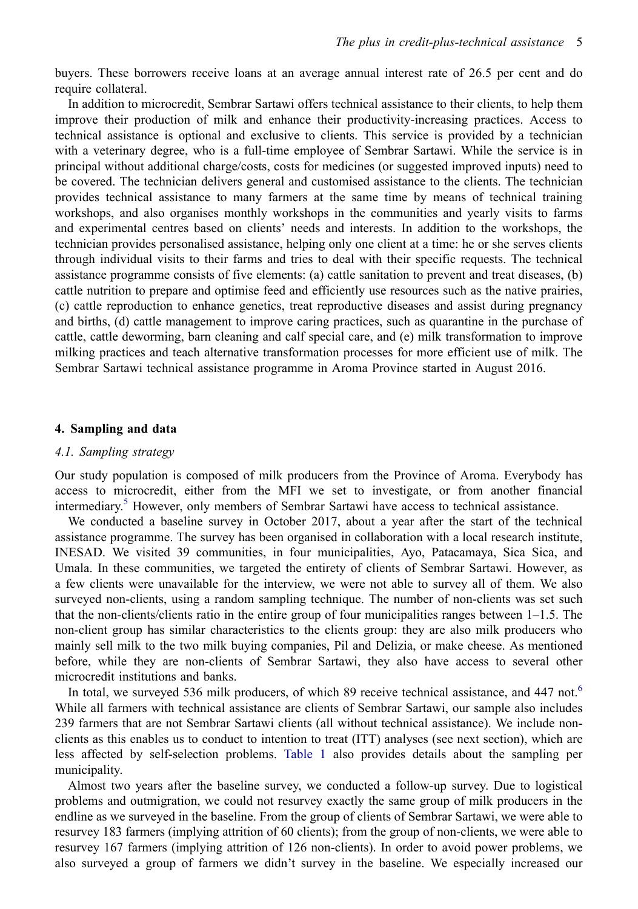buyers. These borrowers receive loans at an average annual interest rate of 26.5 per cent and do require collateral.

In addition to microcredit, Sembrar Sartawi offers technical assistance to their clients, to help them improve their production of milk and enhance their productivity-increasing practices. Access to technical assistance is optional and exclusive to clients. This service is provided by a technician with a veterinary degree, who is a full-time employee of Sembrar Sartawi. While the service is in principal without additional charge/costs, costs for medicines (or suggested improved inputs) need to be covered. The technician delivers general and customised assistance to the clients. The technician provides technical assistance to many farmers at the same time by means of technical training workshops, and also organises monthly workshops in the communities and yearly visits to farms and experimental centres based on clients' needs and interests. In addition to the workshops, the technician provides personalised assistance, helping only one client at a time: he or she serves clients through individual visits to their farms and tries to deal with their specific requests. The technical assistance programme consists of five elements: (a) cattle sanitation to prevent and treat diseases, (b) cattle nutrition to prepare and optimise feed and efficiently use resources such as the native prairies, (c) cattle reproduction to enhance genetics, treat reproductive diseases and assist during pregnancy and births, (d) cattle management to improve caring practices, such as quarantine in the purchase of cattle, cattle deworming, barn cleaning and calf special care, and (e) milk transformation to improve milking practices and teach alternative transformation processes for more efficient use of milk. The Sembrar Sartawi technical assistance programme in Aroma Province started in August 2016.

## 4. Sampling and data

### *4.1. Sampling strategy*

Our study population is composed of milk producers from the Province of Aroma. Everybody has access to microcredit, either from the MFI we set to investigate, or from another financial intermediary.[5] However, only members of Sembrar Sartawi have access to technical assistance.

We conducted a baseline survey in October 2017, about a year after the start of the technical assistance programme. The survey has been organised in collaboration with a local research institute, INESAD. We visited 39 communities, in four municipalities, Ayo, Patacamaya, Sica Sica, and Umala. In these communities, we targeted the entirety of clients of Sembrar Sartawi. However, as a few clients were unavailable for the interview, we were not able to survey all of them. We also surveyed non-clients, using a random sampling technique. The number of non-clients was set such that the non-clients/clients ratio in the entire group of four municipalities ranges between 1–1.5. The non-client group has similar characteristics to the clients group: they are also milk producers who mainly sell milk to the two milk buying companies, Pil and Delizia, or make cheese. As mentioned before, while they are non-clients of Sembrar Sartawi, they also have access to several other microcredit institutions and banks.

In total, we surveyed 536 milk producers, of which 89 receive technical assistance, and 447 not.[6] While all farmers with technical assistance are clients of Sembrar Sartawi, our sample also includes 239 farmers that are not Sembrar Sartawi clients (all without technical assistance). We include non-clients as this enables us to conduct to intention to treat (ITT) analyses (see next section), which are less affected by self-selection problems. Table 1 also provides details about the sampling per municipality.

Almost two years after the baseline survey, we conducted a follow-up survey. Due to logistical problems and outmigration, we could not resurvey exactly the same group of milk producers in the endline as we surveyed in the baseline. From the group of clients of Sembrar Sartawi, we were able to resurvey 183 farmers (implying attrition of 60 clients); from the group of non-clients, we were able to resurvey 167 farmers (implying attrition of 126 non-clients). In order to avoid power problems, we also surveyed a group of farmers we didn't survey in the baseline. We especially increased our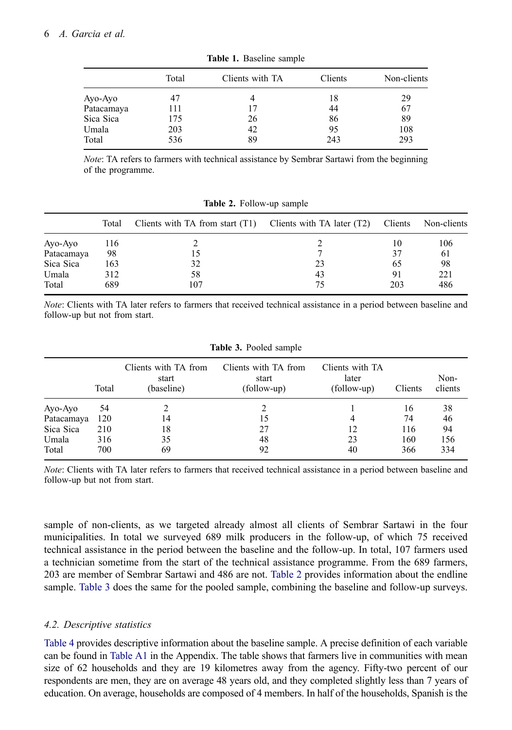**Table 1.** Baseline sample

| | Total | Clients with TA | Clients | Non-clients |
|---|---|---|---|---|
| Ayo-Ayo | 47 | 4 | 18 | 29 |
| Patacamaya | 111 | 17 | 44 | 67 |
| Sica Sica | 175 | 26 | 86 | 89 |
| Umala | 203 | 42 | 95 | 108 |
| Total | 536 | 89 | 243 | 293 |

*Note*: TA refers to farmers with technical assistance by Sembrar Sartawi from the beginning of the programme.

**Table 2.** Follow-up sample

| | Total | Clients with TA from start (T1) | Clients with TA later (T2) | Clients | Non-clients |
|---|---|---|---|---|---|
| Ayo-Ayo | 116 | 2 | 2 | 10 | 106 |
| Patacamaya | 98 | 15 | 7 | 37 | 61 |
| Sica Sica | 163 | 32 | 23 | 65 | 98 |
| Umala | 312 | 58 | 43 | 91 | 221 |
| Total | 689 | 107 | 75 | 203 | 486 |

*Note*: Clients with TA later refers to farmers that received technical assistance in a period between baseline and follow-up but not from start.

**Table 3.** Pooled sample

| | Total | Clients with TA from start (baseline) | Clients with TA from start (follow-up) | Clients with TA later (follow-up) | Clients | Non-clients |
|---|---|---|---|---|---|---|
| Ayo-Ayo | 54 | 2 | 2 | 1 | 16 | 38 |
| Patacamaya | 120 | 14 | 15 | 4 | 74 | 46 |
| Sica Sica | 210 | 18 | 27 | 12 | 116 | 94 |
| Umala | 316 | 35 | 48 | 23 | 160 | 156 |
| Total | 700 | 69 | 92 | 40 | 366 | 334 |

*Note*: Clients with TA later refers to farmers that received technical assistance in a period between baseline and follow-up but not from start.

sample of non-clients, as we targeted already almost all clients of Sembrar Sartawi in the four municipalities. In total we surveyed 689 milk producers in the follow-up, of which 75 received technical assistance in the period between the baseline and the follow-up. In total, 107 farmers used a technician sometime from the start of the technical assistance programme. From the 689 farmers, 203 are member of Sembrar Sartawi and 486 are not. Table 2 provides information about the endline sample. Table 3 does the same for the pooled sample, combining the baseline and follow-up surveys.

### *4.2. Descriptive statistics*

Table 4 provides descriptive information about the baseline sample. A precise definition of each variable can be found in Table A1 in the Appendix. The table shows that farmers live in communities with mean size of 62 households and they are 19 kilometres away from the agency. Fifty-two percent of our respondents are men, they are on average 48 years old, and they completed slightly less than 7 years of education. On average, households are composed of 4 members. In half of the households, Spanish is the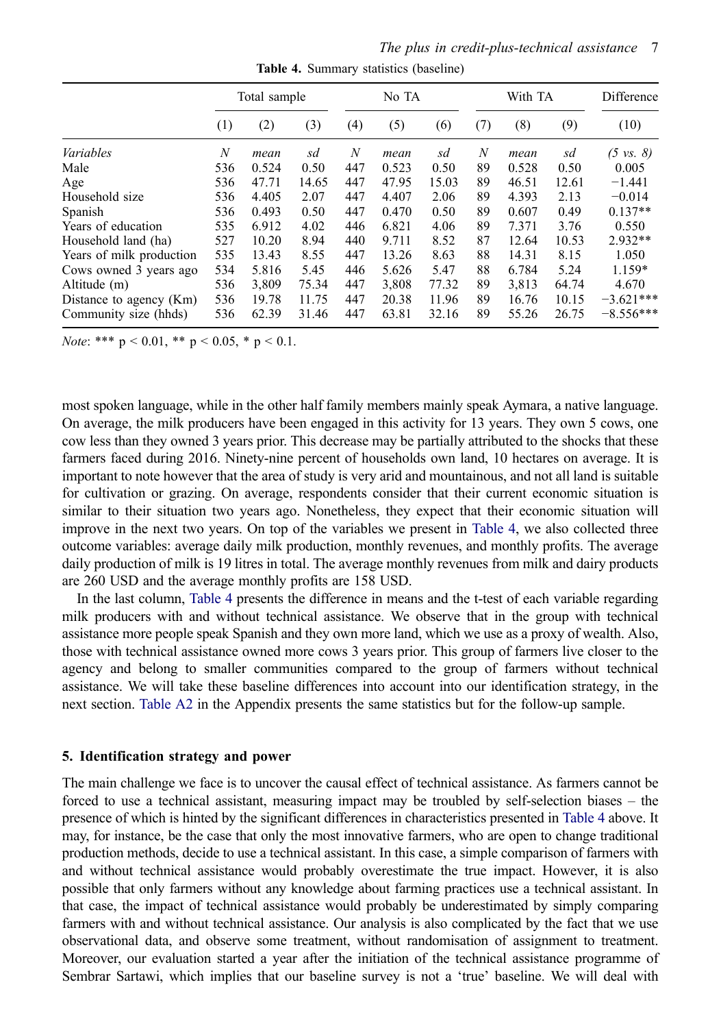**Table 4.** Summary statistics (baseline)

| | Total sample | | | No TA | | | With TA | | | Difference |
|---|---|---|---|---|---|---|---|---|---|---|
| | (1) | (2) | (3) | (4) | (5) | (6) | (7) | (8) | (9) | (10) |
| *Variables* | *N* | *mean* | *sd* | *N* | *mean* | *sd* | *N* | *mean* | *sd* | *(5 vs. 8)* |
| Male | 536 | 0.524 | 0.50 | 447 | 0.523 | 0.50 | 89 | 0.528 | 0.50 | 0.005 |
| Age | 536 | 47.71 | 14.65 | 447 | 47.95 | 15.03 | 89 | 46.51 | 12.61 | −1.441 |
| Household size | 536 | 4.405 | 2.07 | 447 | 4.407 | 2.06 | 89 | 4.393 | 2.13 | −0.014 |
| Spanish | 536 | 0.493 | 0.50 | 447 | 0.470 | 0.50 | 89 | 0.607 | 0.49 | 0.137** |
| Years of education | 535 | 6.912 | 4.02 | 446 | 6.821 | 4.06 | 89 | 7.371 | 3.76 | 0.550 |
| Household land (ha) | 527 | 10.20 | 8.94 | 440 | 9.711 | 8.52 | 87 | 12.64 | 10.53 | 2.932** |
| Years of milk production | 535 | 13.43 | 8.55 | 447 | 13.26 | 8.63 | 88 | 14.31 | 8.15 | 1.050 |
| Cows owned 3 years ago | 534 | 5.816 | 5.45 | 446 | 5.626 | 5.47 | 88 | 6.784 | 5.24 | 1.159* |
| Altitude (m) | 536 | 3,809 | 75.34 | 447 | 3,808 | 77.32 | 89 | 3,813 | 64.74 | 4.670 |
| Distance to agency (Km) | 536 | 19.78 | 11.75 | 447 | 20.38 | 11.96 | 89 | 16.76 | 10.15 | −3.621*** |
| Community size (hhds) | 536 | 62.39 | 31.46 | 447 | 63.81 | 32.16 | 89 | 55.26 | 26.75 | −8.556*** |

*Note*: *** $p < 0.01$, ** $p < 0.05$, * $p < 0.1$.

most spoken language, while in the other half family members mainly speak Aymara, a native language. On average, the milk producers have been engaged in this activity for 13 years. They own 5 cows, one cow less than they owned 3 years prior. This decrease may be partially attributed to the shocks that these farmers faced during 2016. Ninety-nine percent of households own land, 10 hectares on average. It is important to note however that the area of study is very arid and mountainous, and not all land is suitable for cultivation or grazing. On average, respondents consider that their current economic situation is similar to their situation two years ago. Nonetheless, they expect that their economic situation will improve in the next two years. On top of the variables we present in Table 4, we also collected three outcome variables: average daily milk production, monthly revenues, and monthly profits. The average daily production of milk is 19 litres in total. The average monthly revenues from milk and dairy products are 260 USD and the average monthly profits are 158 USD.

In the last column, Table 4 presents the difference in means and the t-test of each variable regarding milk producers with and without technical assistance. We observe that in the group with technical assistance more people speak Spanish and they own more land, which we use as a proxy of wealth. Also, those with technical assistance owned more cows 3 years prior. This group of farmers live closer to the agency and belong to smaller communities compared to the group of farmers without technical assistance. We will take these baseline differences into account into our identification strategy, in the next section. Table A2 in the Appendix presents the same statistics but for the follow-up sample.

## 5. Identification strategy and power

The main challenge we face is to uncover the causal effect of technical assistance. As farmers cannot be forced to use a technical assistant, measuring impact may be troubled by self-selection biases – the presence of which is hinted by the significant differences in characteristics presented in Table 4 above. It may, for instance, be the case that only the most innovative farmers, who are open to change traditional production methods, decide to use a technical assistant. In this case, a simple comparison of farmers with and without technical assistance would probably overestimate the true impact. However, it is also possible that only farmers without any knowledge about farming practices use a technical assistant. In that case, the impact of technical assistance would probably be underestimated by simply comparing farmers with and without technical assistance. Our analysis is also complicated by the fact that we use observational data, and observe some treatment, without randomisation of assignment to treatment. Moreover, our evaluation started a year after the initiation of the technical assistance programme of Sembrar Sartawi, which implies that our baseline survey is not a 'true' baseline. We will deal with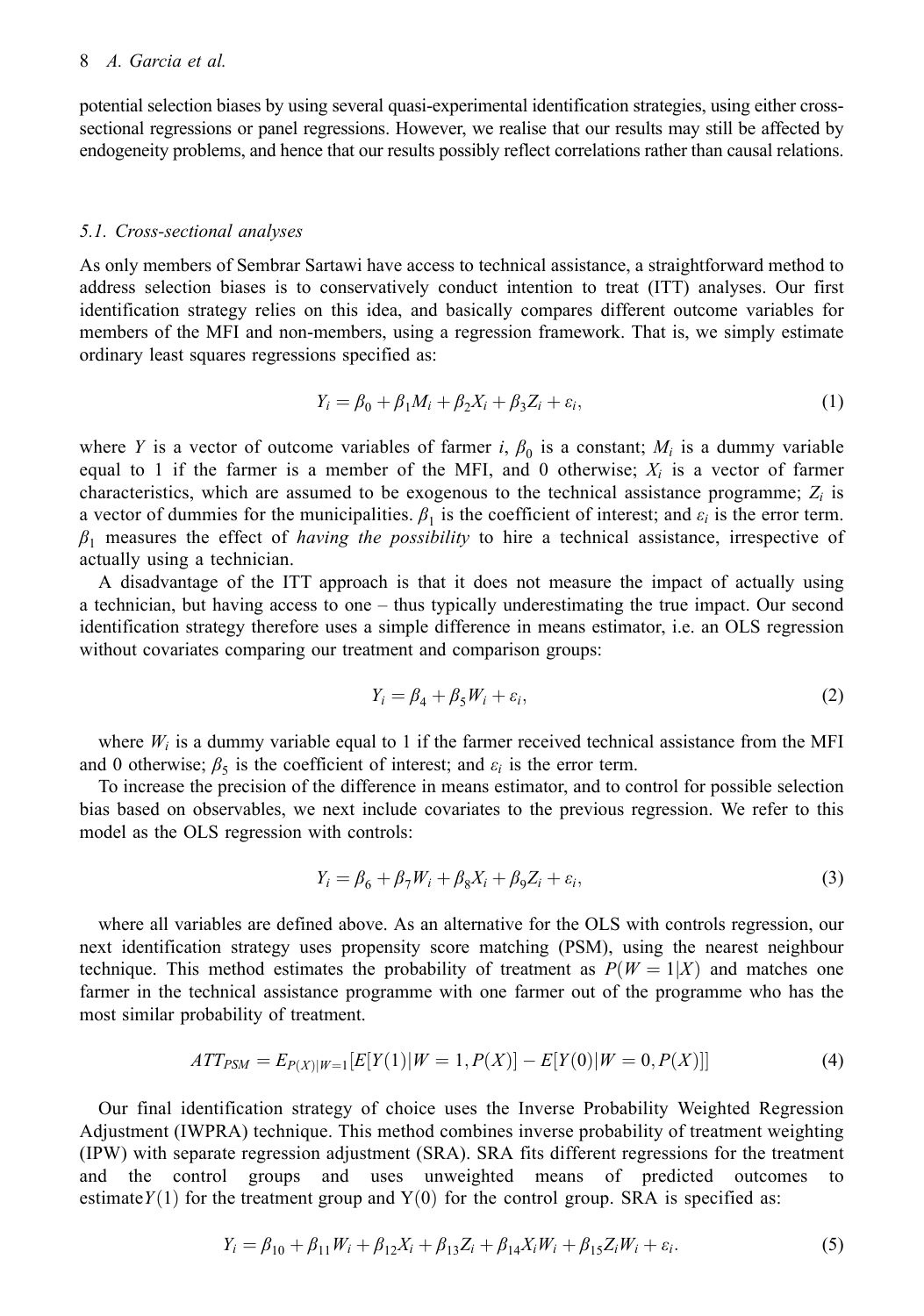potential selection biases by using several quasi-experimental identification strategies, using either cross-sectional regressions or panel regressions. However, we realise that our results may still be affected by endogeneity problems, and hence that our results possibly reflect correlations rather than causal relations.

### *5.1. Cross-sectional analyses*

As only members of Sembrar Sartawi have access to technical assistance, a straightforward method to address selection biases is to conservatively conduct intention to treat (ITT) analyses. Our first identification strategy relies on this idea, and basically compares different outcome variables for members of the MFI and non-members, using a regression framework. That is, we simply estimate ordinary least squares regressions specified as:

$$Y_i = \beta_0 + \beta_1 M_i + \beta_2 X_i + \beta_3 Z_i + \varepsilon_i, \tag{1}$$

where $Y$ is a vector of outcome variables of farmer $i$, $\beta_0$ is a constant; $M_i$ is a dummy variable equal to 1 if the farmer is a member of the MFI, and 0 otherwise; $X_i$ is a vector of farmer characteristics, which are assumed to be exogenous to the technical assistance programme; $Z_i$ is a vector of dummies for the municipalities. $\beta_1$ is the coefficient of interest; and $\varepsilon_i$ is the error term. $\beta_1$ measures the effect of *having the possibility* to hire a technical assistance, irrespective of actually using a technician.

A disadvantage of the ITT approach is that it does not measure the impact of actually using a technician, but having access to one – thus typically underestimating the true impact. Our second identification strategy therefore uses a simple difference in means estimator, i.e. an OLS regression without covariates comparing our treatment and comparison groups:

$$Y_i = \beta_4 + \beta_5 W_i + \varepsilon_i, \tag{2}$$

where $W_i$ is a dummy variable equal to 1 if the farmer received technical assistance from the MFI and 0 otherwise; $\beta_5$ is the coefficient of interest; and $\varepsilon_i$ is the error term.

To increase the precision of the difference in means estimator, and to control for possible selection bias based on observables, we next include covariates to the previous regression. We refer to this model as the OLS regression with controls:

$$Y_i = \beta_6 + \beta_7 W_i + \beta_8 X_i + \beta_9 Z_i + \varepsilon_i, \tag{3}$$

where all variables are defined above. As an alternative for the OLS with controls regression, our next identification strategy uses propensity score matching (PSM), using the nearest neighbour technique. This method estimates the probability of treatment as $P(W = 1|X)$ and matches one farmer in the technical assistance programme with one farmer out of the programme who has the most similar probability of treatment.

$$ATT_{PSM} = E_{P(X)|W=1}[E[Y(1)|W = 1, P(X)] - E[Y(0)|W = 0, P(X)]] \tag{4}$$

Our final identification strategy of choice uses the Inverse Probability Weighted Regression Adjustment (IWPRA) technique. This method combines inverse probability of treatment weighting (IPW) with separate regression adjustment (SRA). SRA fits different regressions for the treatment and the control groups and uses unweighted means of predicted outcomes to estimate $Y(1)$ for the treatment group and $Y(0)$ for the control group. SRA is specified as:

$$Y_i = \beta_{10} + \beta_{11} W_i + \beta_{12} X_i + \beta_{13} Z_i + \beta_{14} X_i W_i + \beta_{15} Z_i W_i + \varepsilon_i. \tag{5}$$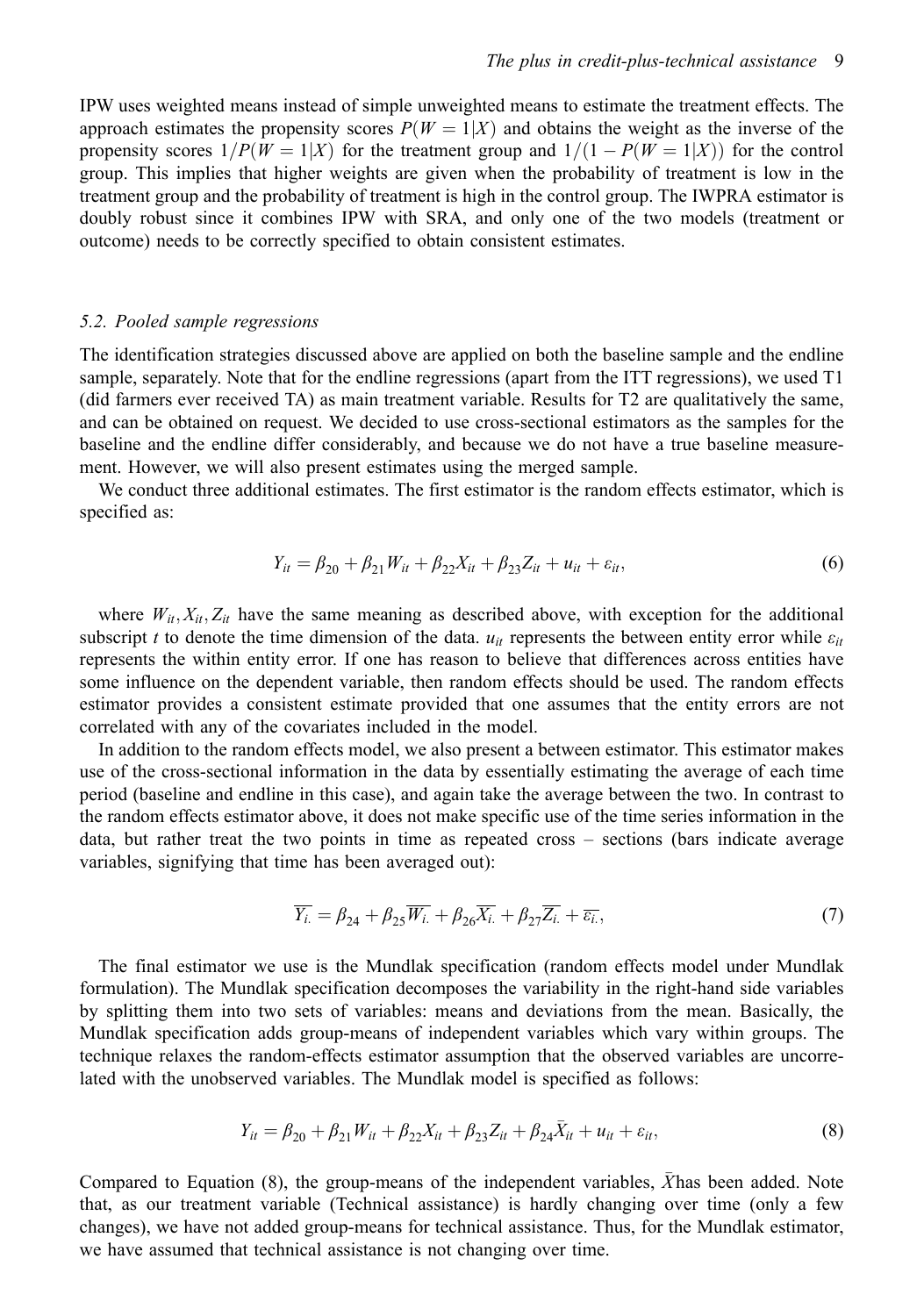IPW uses weighted means instead of simple unweighted means to estimate the treatment effects. The approach estimates the propensity scores $P(W = 1|X)$ and obtains the weight as the inverse of the propensity scores $1/P(W = 1|X)$ for the treatment group and $1/(1 - P(W = 1|X))$ for the control group. This implies that higher weights are given when the probability of treatment is low in the treatment group and the probability of treatment is high in the control group. The IWPRA estimator is doubly robust since it combines IPW with SRA, and only one of the two models (treatment or outcome) needs to be correctly specified to obtain consistent estimates.

### *5.2. Pooled sample regressions*

The identification strategies discussed above are applied on both the baseline sample and the endline sample, separately. Note that for the endline regressions (apart from the ITT regressions), we used T1 (did farmers ever received TA) as main treatment variable. Results for T2 are qualitatively the same, and can be obtained on request. We decided to use cross-sectional estimators as the samples for the baseline and the endline differ considerably, and because we do not have a true baseline measurement. However, we will also present estimates using the merged sample.

We conduct three additional estimates. The first estimator is the random effects estimator, which is specified as:

$$Y_{it} = \beta_{20} + \beta_{21}W_{it} + \beta_{22}X_{it} + \beta_{23}Z_{it} + u_{it} + \varepsilon_{it}, \tag{6}$$

where $W_{it}, X_{it}, Z_{it}$ have the same meaning as described above, with exception for the additional subscript $t$ to denote the time dimension of the data. $u_{it}$ represents the between entity error while $\varepsilon_{it}$ represents the within entity error. If one has reason to believe that differences across entities have some influence on the dependent variable, then random effects should be used. The random effects estimator provides a consistent estimate provided that one assumes that the entity errors are not correlated with any of the covariates included in the model.

In addition to the random effects model, we also present a between estimator. This estimator makes use of the cross-sectional information in the data by essentially estimating the average of each time period (baseline and endline in this case), and again take the average between the two. In contrast to the random effects estimator above, it does not make specific use of the time series information in the data, but rather treat the two points in time as repeated cross – sections (bars indicate average variables, signifying that time has been averaged out):

$$\overline{Y_{i.}} = \beta_{24} + \beta_{25}\overline{W_{i.}} + \beta_{26}\overline{X_{i.}} + \beta_{27}\overline{Z_{i.}} + \overline{\varepsilon_{i.}}, \tag{7}$$

The final estimator we use is the Mundlak specification (random effects model under Mundlak formulation). The Mundlak specification decomposes the variability in the right-hand side variables by splitting them into two sets of variables: means and deviations from the mean. Basically, the Mundlak specification adds group-means of independent variables which vary within groups. The technique relaxes the random-effects estimator assumption that the observed variables are uncorrelated with the unobserved variables. The Mundlak model is specified as follows:

$$Y_{it} = \beta_{20} + \beta_{21}W_{it} + \beta_{22}X_{it} + \beta_{23}Z_{it} + \beta_{24}\bar{X}_{it} + u_{it} + \varepsilon_{it}, \tag{8}$$

Compared to Equation (8), the group-means of the independent variables, $\bar{X}$has been added. Note that, as our treatment variable (Technical assistance) is hardly changing over time (only a few changes), we have not added group-means for technical assistance. Thus, for the Mundlak estimator, we have assumed that technical assistance is not changing over time.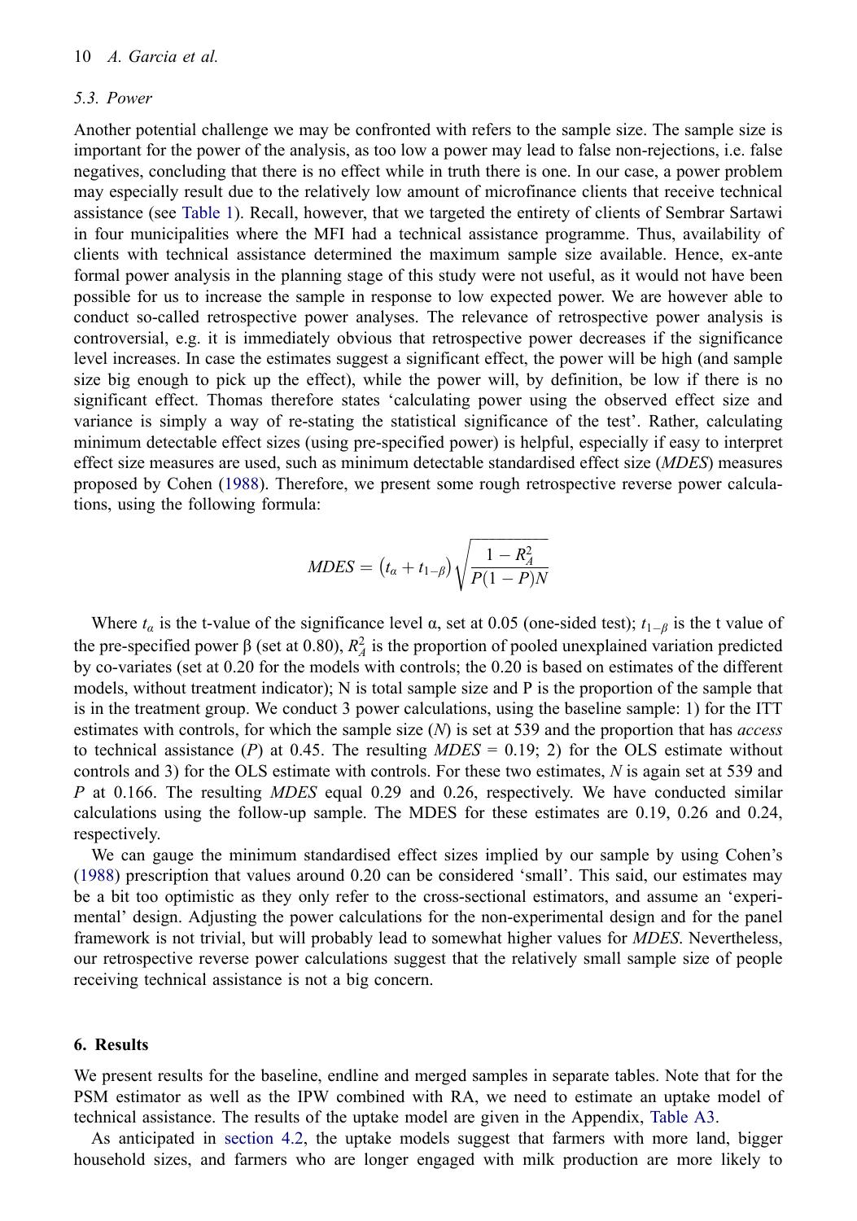### 5.3. Power

Another potential challenge we may be confronted with refers to the sample size. The sample size is important for the power of the analysis, as too low a power may lead to false non-rejections, i.e. false negatives, concluding that there is no effect while in truth there is one. In our case, a power problem may especially result due to the relatively low amount of microfinance clients that receive technical assistance (see Table 1). Recall, however, that we targeted the entirety of clients of Sembrar Sartawi in four municipalities where the MFI had a technical assistance programme. Thus, availability of clients with technical assistance determined the maximum sample size available. Hence, ex-ante formal power analysis in the planning stage of this study were not useful, as it would not have been possible for us to increase the sample in response to low expected power. We are however able to conduct so-called retrospective power analyses. The relevance of retrospective power analysis is controversial, e.g. it is immediately obvious that retrospective power decreases if the significance level increases. In case the estimates suggest a significant effect, the power will be high (and sample size big enough to pick up the effect), while the power will, by definition, be low if there is no significant effect. Thomas therefore states 'calculating power using the observed effect size and variance is simply a way of re-stating the statistical significance of the test'. Rather, calculating minimum detectable effect sizes (using pre-specified power) is helpful, especially if easy to interpret effect size measures are used, such as minimum detectable standardised effect size (*MDES*) measures proposed by Cohen (1988). Therefore, we present some rough retrospective reverse power calculations, using the following formula:

$$MDES = \left(t_{\alpha} + t_{1-\beta}\right)\sqrt{\frac{1 - R_A^2}{P(1-P)N}}$$

Where $t_{\alpha}$ is the t-value of the significance level α, set at 0.05 (one-sided test); $t_{1-\beta}$ is the t value of the pre-specified power β (set at 0.80), $R_A^2$ is the proportion of pooled unexplained variation predicted by co-variates (set at 0.20 for the models with controls; the 0.20 is based on estimates of the different models, without treatment indicator); N is total sample size and P is the proportion of the sample that is in the treatment group. We conduct 3 power calculations, using the baseline sample: 1) for the ITT estimates with controls, for which the sample size (*N*) is set at 539 and the proportion that has *access* to technical assistance (*P*) at 0.45. The resulting *MDES* = 0.19; 2) for the OLS estimate without controls and 3) for the OLS estimate with controls. For these two estimates, *N* is again set at 539 and *P* at 0.166. The resulting *MDES* equal 0.29 and 0.26, respectively. We have conducted similar calculations using the follow-up sample. The MDES for these estimates are 0.19, 0.26 and 0.24, respectively.

We can gauge the minimum standardised effect sizes implied by our sample by using Cohen's (1988) prescription that values around 0.20 can be considered 'small'. This said, our estimates may be a bit too optimistic as they only refer to the cross-sectional estimators, and assume an 'experimental' design. Adjusting the power calculations for the non-experimental design and for the panel framework is not trivial, but will probably lead to somewhat higher values for *MDES*. Nevertheless, our retrospective reverse power calculations suggest that the relatively small sample size of people receiving technical assistance is not a big concern.

## 6. Results

We present results for the baseline, endline and merged samples in separate tables. Note that for the PSM estimator as well as the IPW combined with RA, we need to estimate an uptake model of technical assistance. The results of the uptake model are given in the Appendix, Table A3.

As anticipated in section 4.2, the uptake models suggest that farmers with more land, bigger household sizes, and farmers who are longer engaged with milk production are more likely to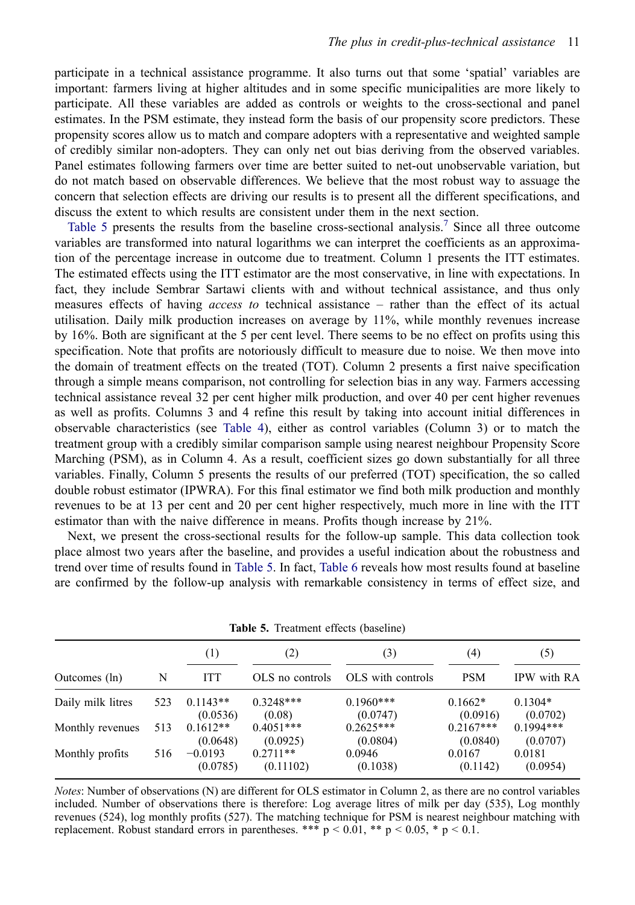participate in a technical assistance programme. It also turns out that some 'spatial' variables are important: farmers living at higher altitudes and in some specific municipalities are more likely to participate. All these variables are added as controls or weights to the cross-sectional and panel estimates. In the PSM estimate, they instead form the basis of our propensity score predictors. These propensity scores allow us to match and compare adopters with a representative and weighted sample of credibly similar non-adopters. They can only net out bias deriving from the observed variables. Panel estimates following farmers over time are better suited to net-out unobservable variation, but do not match based on observable differences. We believe that the most robust way to assuage the concern that selection effects are driving our results is to present all the different specifications, and discuss the extent to which results are consistent under them in the next section.

Table 5 presents the results from the baseline cross-sectional analysis.[7] Since all three outcome variables are transformed into natural logarithms we can interpret the coefficients as an approximation of the percentage increase in outcome due to treatment. Column 1 presents the ITT estimates. The estimated effects using the ITT estimator are the most conservative, in line with expectations. In fact, they include Sembrar Sartawi clients with and without technical assistance, and thus only measures effects of having *access to* technical assistance – rather than the effect of its actual utilisation. Daily milk production increases on average by 11%, while monthly revenues increase by 16%. Both are significant at the 5 per cent level. There seems to be no effect on profits using this specification. Note that profits are notoriously difficult to measure due to noise. We then move into the domain of treatment effects on the treated (TOT). Column 2 presents a first naive specification through a simple means comparison, not controlling for selection bias in any way. Farmers accessing technical assistance reveal 32 per cent higher milk production, and over 40 per cent higher revenues as well as profits. Columns 3 and 4 refine this result by taking into account initial differences in observable characteristics (see Table 4), either as control variables (Column 3) or to match the treatment group with a credibly similar comparison sample using nearest neighbour Propensity Score Marching (PSM), as in Column 4. As a result, coefficient sizes go down substantially for all three variables. Finally, Column 5 presents the results of our preferred (TOT) specification, the so called double robust estimator (IPWRA). For this final estimator we find both milk production and monthly revenues to be at 13 per cent and 20 per cent higher respectively, much more in line with the ITT estimator than with the naive difference in means. Profits though increase by 21%.

Next, we present the cross-sectional results for the follow-up sample. This data collection took place almost two years after the baseline, and provides a useful indication about the robustness and trend over time of results found in Table 5. In fact, Table 6 reveals how most results found at baseline are confirmed by the follow-up analysis with remarkable consistency in terms of effect size, and

**Table 5.** Treatment effects (baseline)

| | | (1) | (2) | (3) | (4) | (5) |
|---|---|---|---|---|---|---|
| Outcomes (ln) | N | ITT | OLS no controls | OLS with controls | PSM | IPW with RA |
| Daily milk litres | 523 | 0.1143** | 0.3248*** | 0.1960*** | 0.1662* | 0.1304* |
| | | (0.0536) | (0.08) | (0.0747) | (0.0916) | (0.0702) |
| Monthly revenues | 513 | 0.1612** | 0.4051*** | 0.2625*** | 0.2167*** | 0.1994*** |
| | | (0.0648) | (0.0925) | (0.0804) | (0.0840) | (0.0707) |
| Monthly profits | 516 | −0.0193 | 0.2711** | 0.0946 | 0.0167 | 0.0181 |
| | | (0.0785) | (0.11102) | (0.1038) | (0.1142) | (0.0954) |

*Notes*: Number of observations (N) are different for OLS estimator in Column 2, as there are no control variables included. Number of observations there is therefore: Log average litres of milk per day (535), Log monthly revenues (524), log monthly profits (527). The matching technique for PSM is nearest neighbour matching with replacement. Robust standard errors in parentheses. *** $p < 0.01$, ** $p < 0.05$, * $p < 0.1$.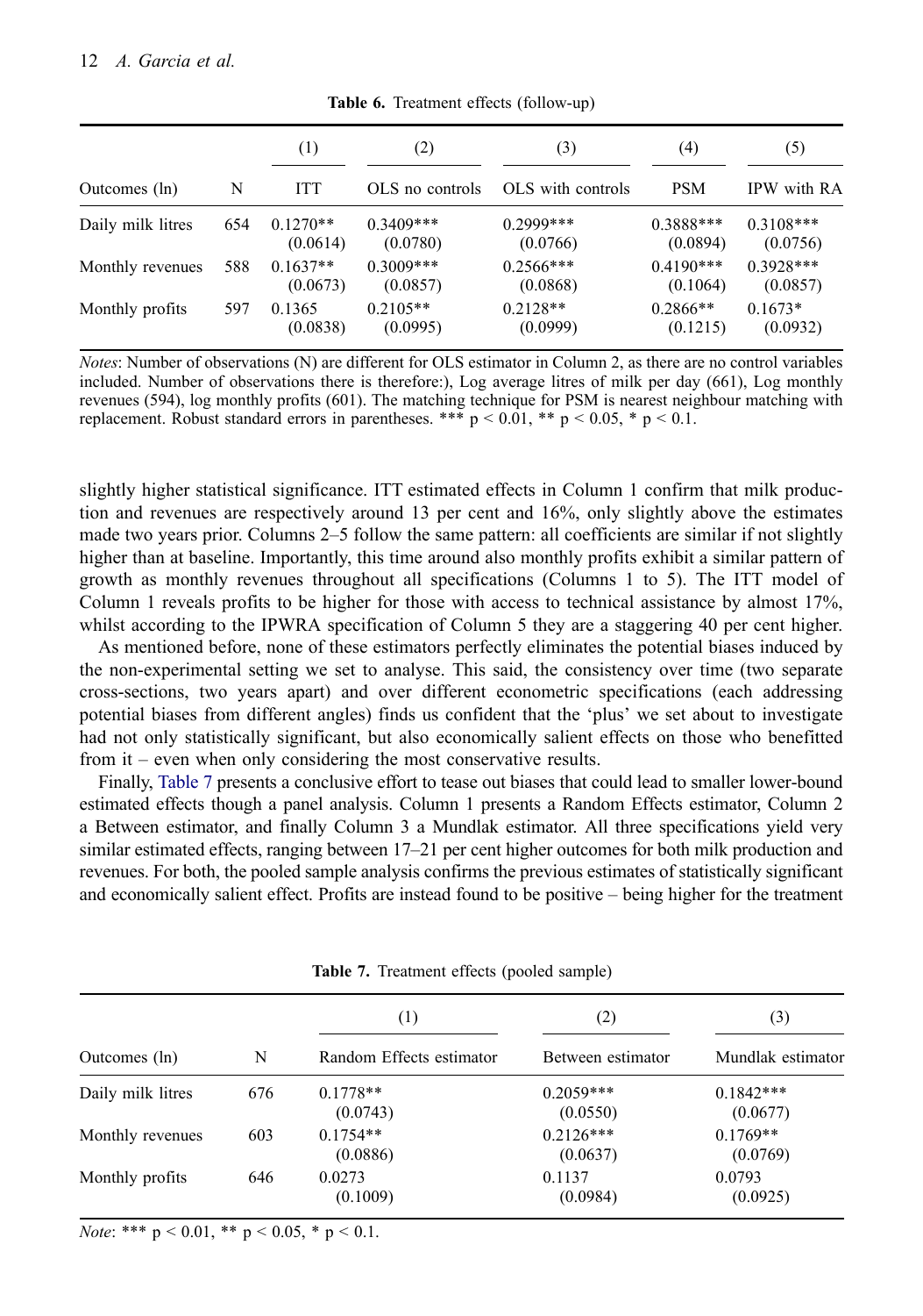**Table 6.** Treatment effects (follow-up)

| | | (1) | (2) | (3) | (4) | (5) |
|---|---|---|---|---|---|---|
| Outcomes (ln) | N | ITT | OLS no controls | OLS with controls | PSM | IPW with RA |
| Daily milk litres | 654 | 0.1270** (0.0614) | 0.3409*** (0.0780) | 0.2999*** (0.0766) | 0.3888*** (0.0894) | 0.3108*** (0.0756) |
| Monthly revenues | 588 | 0.1637** (0.0673) | 0.3009*** (0.0857) | 0.2566*** (0.0868) | 0.4190*** (0.1064) | 0.3928*** (0.0857) |
| Monthly profits | 597 | 0.1365 (0.0838) | 0.2105** (0.0995) | 0.2128** (0.0999) | 0.2866** (0.1215) | 0.1673* (0.0932) |

*Notes*: Number of observations (N) are different for OLS estimator in Column 2, as there are no control variables included. Number of observations there is therefore:), Log average litres of milk per day (661), Log monthly revenues (594), log monthly profits (601). The matching technique for PSM is nearest neighbour matching with replacement. Robust standard errors in parentheses. *** $p < 0.01$, ** $p < 0.05$, * $p < 0.1$.

slightly higher statistical significance. ITT estimated effects in Column 1 confirm that milk production and revenues are respectively around 13 per cent and 16%, only slightly above the estimates made two years prior. Columns 2–5 follow the same pattern: all coefficients are similar if not slightly higher than at baseline. Importantly, this time around also monthly profits exhibit a similar pattern of growth as monthly revenues throughout all specifications (Columns 1 to 5). The ITT model of Column 1 reveals profits to be higher for those with access to technical assistance by almost 17%, whilst according to the IPWRA specification of Column 5 they are a staggering 40 per cent higher.

As mentioned before, none of these estimators perfectly eliminates the potential biases induced by the non-experimental setting we set to analyse. This said, the consistency over time (two separate cross-sections, two years apart) and over different econometric specifications (each addressing potential biases from different angles) finds us confident that the 'plus' we set about to investigate had not only statistically significant, but also economically salient effects on those who benefitted from it – even when only considering the most conservative results.

Finally, Table 7 presents a conclusive effort to tease out biases that could lead to smaller lower-bound estimated effects though a panel analysis. Column 1 presents a Random Effects estimator, Column 2 a Between estimator, and finally Column 3 a Mundlak estimator. All three specifications yield very similar estimated effects, ranging between 17–21 per cent higher outcomes for both milk production and revenues. For both, the pooled sample analysis confirms the previous estimates of statistically significant and economically salient effect. Profits are instead found to be positive – being higher for the treatment

**Table 7.** Treatment effects (pooled sample)

| | | (1) | (2) | (3) |
|---|---|---|---|---|
| Outcomes (ln) | N | Random Effects estimator | Between estimator | Mundlak estimator |
| Daily milk litres | 676 | 0.1778** (0.0743) | 0.2059*** (0.0550) | 0.1842*** (0.0677) |
| Monthly revenues | 603 | 0.1754** (0.0886) | 0.2126*** (0.0637) | 0.1769** (0.0769) |
| Monthly profits | 646 | 0.0273 (0.1009) | 0.1137 (0.0984) | 0.0793 (0.0925) |

*Note*: *** $p < 0.01$, ** $p < 0.05$, * $p < 0.1$.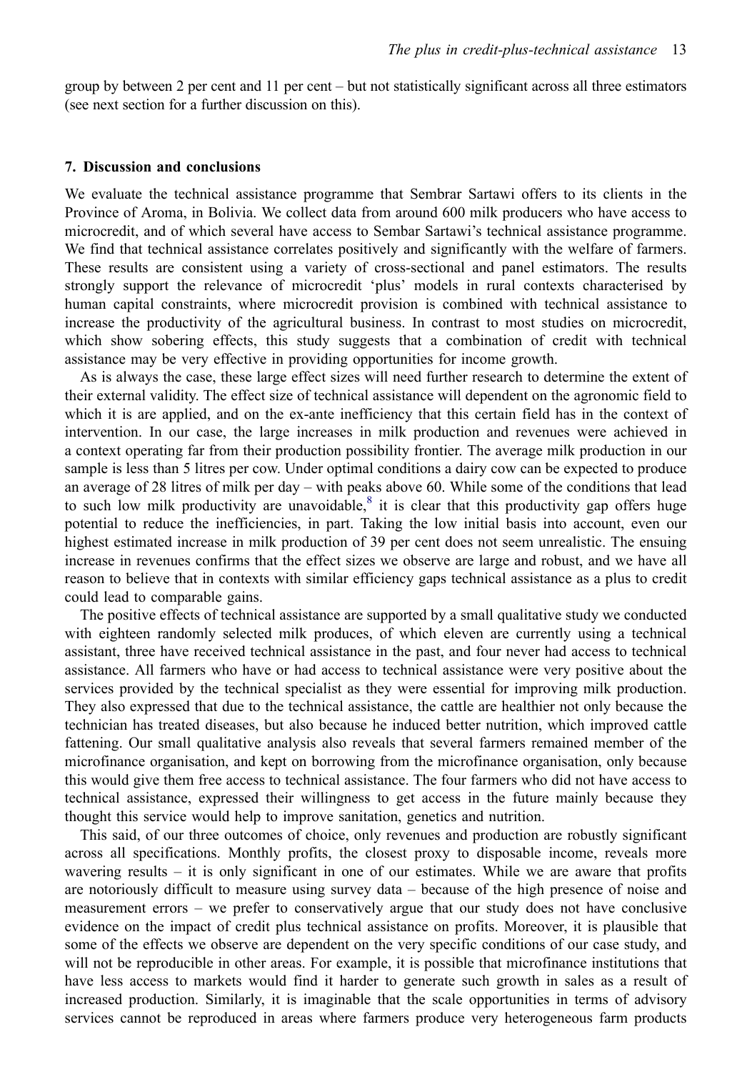group by between 2 per cent and 11 per cent – but not statistically significant across all three estimators (see next section for a further discussion on this).

## 7. Discussion and conclusions

We evaluate the technical assistance programme that Sembrar Sartawi offers to its clients in the Province of Aroma, in Bolivia. We collect data from around 600 milk producers who have access to microcredit, and of which several have access to Sembar Sartawi's technical assistance programme. We find that technical assistance correlates positively and significantly with the welfare of farmers. These results are consistent using a variety of cross-sectional and panel estimators. The results strongly support the relevance of microcredit 'plus' models in rural contexts characterised by human capital constraints, where microcredit provision is combined with technical assistance to increase the productivity of the agricultural business. In contrast to most studies on microcredit, which show sobering effects, this study suggests that a combination of credit with technical assistance may be very effective in providing opportunities for income growth.

As is always the case, these large effect sizes will need further research to determine the extent of their external validity. The effect size of technical assistance will dependent on the agronomic field to which it is are applied, and on the ex-ante inefficiency that this certain field has in the context of intervention. In our case, the large increases in milk production and revenues were achieved in a context operating far from their production possibility frontier. The average milk production in our sample is less than 5 litres per cow. Under optimal conditions a dairy cow can be expected to produce an average of 28 litres of milk per day – with peaks above 60. While some of the conditions that lead to such low milk productivity are unavoidable,[8] it is clear that this productivity gap offers huge potential to reduce the inefficiencies, in part. Taking the low initial basis into account, even our highest estimated increase in milk production of 39 per cent does not seem unrealistic. The ensuing increase in revenues confirms that the effect sizes we observe are large and robust, and we have all reason to believe that in contexts with similar efficiency gaps technical assistance as a plus to credit could lead to comparable gains.

The positive effects of technical assistance are supported by a small qualitative study we conducted with eighteen randomly selected milk produces, of which eleven are currently using a technical assistant, three have received technical assistance in the past, and four never had access to technical assistance. All farmers who have or had access to technical assistance were very positive about the services provided by the technical specialist as they were essential for improving milk production. They also expressed that due to the technical assistance, the cattle are healthier not only because the technician has treated diseases, but also because he induced better nutrition, which improved cattle fattening. Our small qualitative analysis also reveals that several farmers remained member of the microfinance organisation, and kept on borrowing from the microfinance organisation, only because this would give them free access to technical assistance. The four farmers who did not have access to technical assistance, expressed their willingness to get access in the future mainly because they thought this service would help to improve sanitation, genetics and nutrition.

This said, of our three outcomes of choice, only revenues and production are robustly significant across all specifications. Monthly profits, the closest proxy to disposable income, reveals more wavering results – it is only significant in one of our estimates. While we are aware that profits are notoriously difficult to measure using survey data – because of the high presence of noise and measurement errors – we prefer to conservatively argue that our study does not have conclusive evidence on the impact of credit plus technical assistance on profits. Moreover, it is plausible that some of the effects we observe are dependent on the very specific conditions of our case study, and will not be reproducible in other areas. For example, it is possible that microfinance institutions that have less access to markets would find it harder to generate such growth in sales as a result of increased production. Similarly, it is imaginable that the scale opportunities in terms of advisory services cannot be reproduced in areas where farmers produce very heterogeneous farm products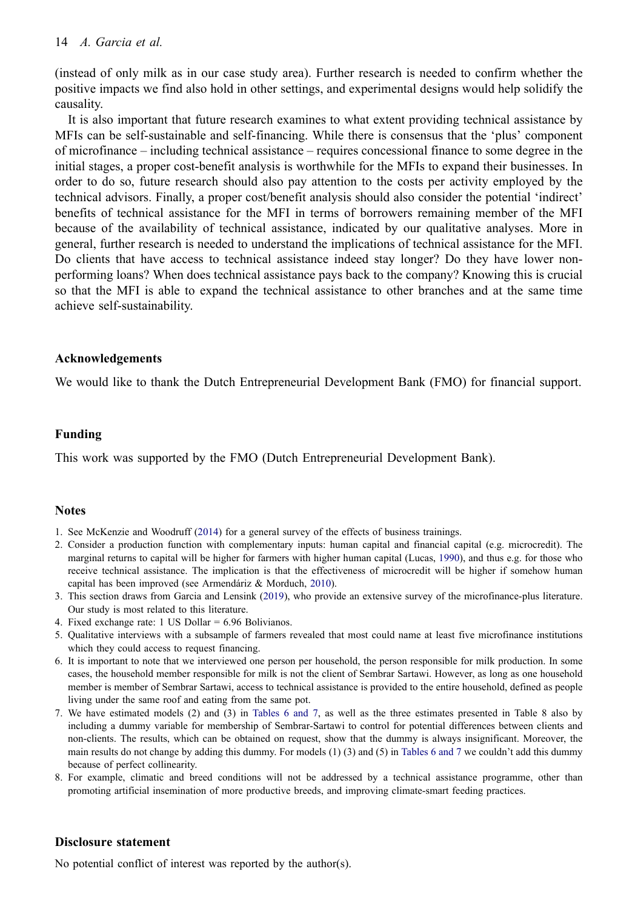(instead of only milk as in our case study area). Further research is needed to confirm whether the positive impacts we find also hold in other settings, and experimental designs would help solidify the causality.

It is also important that future research examines to what extent providing technical assistance by MFIs can be self-sustainable and self-financing. While there is consensus that the 'plus' component of microfinance – including technical assistance – requires concessional finance to some degree in the initial stages, a proper cost-benefit analysis is worthwhile for the MFIs to expand their businesses. In order to do so, future research should also pay attention to the costs per activity employed by the technical advisors. Finally, a proper cost/benefit analysis should also consider the potential 'indirect' benefits of technical assistance for the MFI in terms of borrowers remaining member of the MFI because of the availability of technical assistance, indicated by our qualitative analyses. More in general, further research is needed to understand the implications of technical assistance for the MFI. Do clients that have access to technical assistance indeed stay longer? Do they have lower non-performing loans? When does technical assistance pays back to the company? Knowing this is crucial so that the MFI is able to expand the technical assistance to other branches and at the same time achieve self-sustainability.

## Acknowledgements

We would like to thank the Dutch Entrepreneurial Development Bank (FMO) for financial support.

## Funding

This work was supported by the FMO (Dutch Entrepreneurial Development Bank).

## Notes

1. See McKenzie and Woodruff (2014) for a general survey of the effects of business trainings.
2. Consider a production function with complementary inputs: human capital and financial capital (e.g. microcredit). The marginal returns to capital will be higher for farmers with higher human capital (Lucas, 1990), and thus e.g. for those who receive technical assistance. The implication is that the effectiveness of microcredit will be higher if somehow human capital has been improved (see Armendáriz & Morduch, 2010).
3. This section draws from Garcia and Lensink (2019), who provide an extensive survey of the microfinance-plus literature. Our study is most related to this literature.
4. Fixed exchange rate: 1 US Dollar = 6.96 Bolivianos.
5. Qualitative interviews with a subsample of farmers revealed that most could name at least five microfinance institutions which they could access to request financing.
6. It is important to note that we interviewed one person per household, the person responsible for milk production. In some cases, the household member responsible for milk is not the client of Sembrar Sartawi. However, as long as one household member is member of Sembrar Sartawi, access to technical assistance is provided to the entire household, defined as people living under the same roof and eating from the same pot.
7. We have estimated models (2) and (3) in Tables 6 and 7, as well as the three estimates presented in Table 8 also by including a dummy variable for membership of Sembrar-Sartawi to control for potential differences between clients and non-clients. The results, which can be obtained on request, show that the dummy is always insignificant. Moreover, the main results do not change by adding this dummy. For models (1) (3) and (5) in Tables 6 and 7 we couldn't add this dummy because of perfect collinearity.
8. For example, climatic and breed conditions will not be addressed by a technical assistance programme, other than promoting artificial insemination of more productive breeds, and improving climate-smart feeding practices.

## Disclosure statement

No potential conflict of interest was reported by the author(s).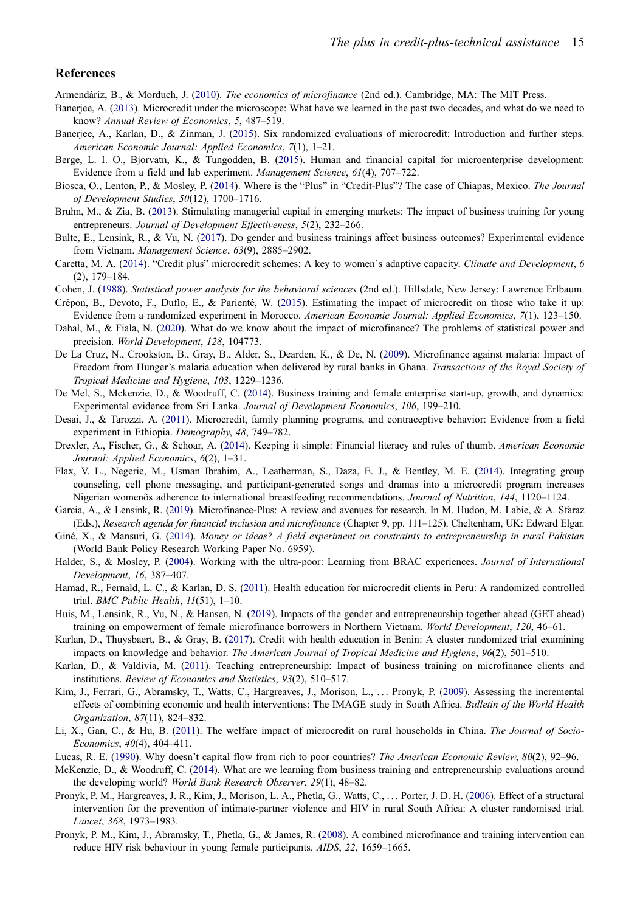## References

Armendáriz, B., & Morduch, J. (2010). *The economics of microfinance* (2nd ed.). Cambridge, MA: The MIT Press.

Banerjee, A. (2013). Microcredit under the microscope: What have we learned in the past two decades, and what do we need to know? *Annual Review of Economics*, *5*, 487–519.

Banerjee, A., Karlan, D., & Zinman, J. (2015). Six randomized evaluations of microcredit: Introduction and further steps. *American Economic Journal: Applied Economics*, *7*(1), 1–21.

Berge, L. I. O., Bjorvatn, K., & Tungodden, B. (2015). Human and financial capital for microenterprise development: Evidence from a field and lab experiment. *Management Science*, *61*(4), 707–722.

Biosca, O., Lenton, P., & Mosley, P. (2014). Where is the "Plus" in "Credit-Plus"? The case of Chiapas, Mexico. *The Journal of Development Studies*, *50*(12), 1700–1716.

Bruhn, M., & Zia, B. (2013). Stimulating managerial capital in emerging markets: The impact of business training for young entrepreneurs. *Journal of Development Effectiveness*, *5*(2), 232–266.

Bulte, E., Lensink, R., & Vu, N. (2017). Do gender and business trainings affect business outcomes? Experimental evidence from Vietnam. *Management Science*, *63*(9), 2885–2902.

Caretta, M. A. (2014). "Credit plus" microcredit schemes: A key to women´s adaptive capacity. *Climate and Development*, *6* (2), 179–184.

Cohen, J. (1988). *Statistical power analysis for the behavioral sciences* (2nd ed.). Hillsdale, New Jersey: Lawrence Erlbaum.

Crépon, B., Devoto, F., Duflo, E., & Parienté, W. (2015). Estimating the impact of microcredit on those who take it up: Evidence from a randomized experiment in Morocco. *American Economic Journal: Applied Economics*, *7*(1), 123–150.

Dahal, M., & Fiala, N. (2020). What do we know about the impact of microfinance? The problems of statistical power and precision. *World Development*, *128*, 104773.

De La Cruz, N., Crookston, B., Gray, B., Alder, S., Dearden, K., & De, N. (2009). Microfinance against malaria: Impact of Freedom from Hunger's malaria education when delivered by rural banks in Ghana. *Transactions of the Royal Society of Tropical Medicine and Hygiene*, *103*, 1229–1236.

De Mel, S., Mckenzie, D., & Woodruff, C. (2014). Business training and female enterprise start-up, growth, and dynamics: Experimental evidence from Sri Lanka. *Journal of Development Economics*, *106*, 199–210.

Desai, J., & Tarozzi, A. (2011). Microcredit, family planning programs, and contraceptive behavior: Evidence from a field experiment in Ethiopia. *Demography*, *48*, 749–782.

Drexler, A., Fischer, G., & Schoar, A. (2014). Keeping it simple: Financial literacy and rules of thumb. *American Economic Journal: Applied Economics*, *6*(2), 1–31.

Flax, V. L., Negerie, M., Usman Ibrahim, A., Leatherman, S., Daza, E. J., & Bentley, M. E. (2014). Integrating group counseling, cell phone messaging, and participant-generated songs and dramas into a microcredit program increases Nigerian womenõs adherence to international breastfeeding recommendations. *Journal of Nutrition*, *144*, 1120–1124.

Garcia, A., & Lensink, R. (2019). Microfinance-Plus: A review and avenues for research. In M. Hudon, M. Labie, & A. Sfaraz (Eds.), *Research agenda for financial inclusion and microfinance* (Chapter 9, pp. 111–125). Cheltenham, UK: Edward Elgar.

Giné, X., & Mansuri, G. (2014). *Money or ideas? A field experiment on constraints to entrepreneurship in rural Pakistan* (World Bank Policy Research Working Paper No. 6959).

Halder, S., & Mosley, P. (2004). Working with the ultra-poor: Learning from BRAC experiences. *Journal of International Development*, *16*, 387–407.

Hamad, R., Fernald, L. C., & Karlan, D. S. (2011). Health education for microcredit clients in Peru: A randomized controlled trial. *BMC Public Health*, *11*(51), 1–10.

Huis, M., Lensink, R., Vu, N., & Hansen, N. (2019). Impacts of the gender and entrepreneurship together ahead (GET ahead) training on empowerment of female microfinance borrowers in Northern Vietnam. *World Development*, *120*, 46–61.

Karlan, D., Thuysbaert, B., & Gray, B. (2017). Credit with health education in Benin: A cluster randomized trial examining impacts on knowledge and behavior. *The American Journal of Tropical Medicine and Hygiene*, *96*(2), 501–510.

Karlan, D., & Valdivia, M. (2011). Teaching entrepreneurship: Impact of business training on microfinance clients and institutions. *Review of Economics and Statistics*, *93*(2), 510–517.

Kim, J., Ferrari, G., Abramsky, T., Watts, C., Hargreaves, J., Morison, L., … Pronyk, P. (2009). Assessing the incremental effects of combining economic and health interventions: The IMAGE study in South Africa. *Bulletin of the World Health Organization*, *87*(11), 824–832.

Li, X., Gan, C., & Hu, B. (2011). The welfare impact of microcredit on rural households in China. *The Journal of Socio-Economics*, *40*(4), 404–411.

Lucas, R. E. (1990). Why doesn't capital flow from rich to poor countries? *The American Economic Review*, *80*(2), 92–96.

McKenzie, D., & Woodruff, C. (2014). What are we learning from business training and entrepreneurship evaluations around the developing world? *World Bank Research Observer*, *29*(1), 48–82.

Pronyk, P. M., Hargreaves, J. R., Kim, J., Morison, L. A., Phetla, G., Watts, C., … Porter, J. D. H. (2006). Effect of a structural intervention for the prevention of intimate-partner violence and HIV in rural South Africa: A cluster randomised trial. *Lancet*, *368*, 1973–1983.

Pronyk, P. M., Kim, J., Abramsky, T., Phetla, G., & James, R. (2008). A combined microfinance and training intervention can reduce HIV risk behaviour in young female participants. *AIDS*, *22*, 1659–1665.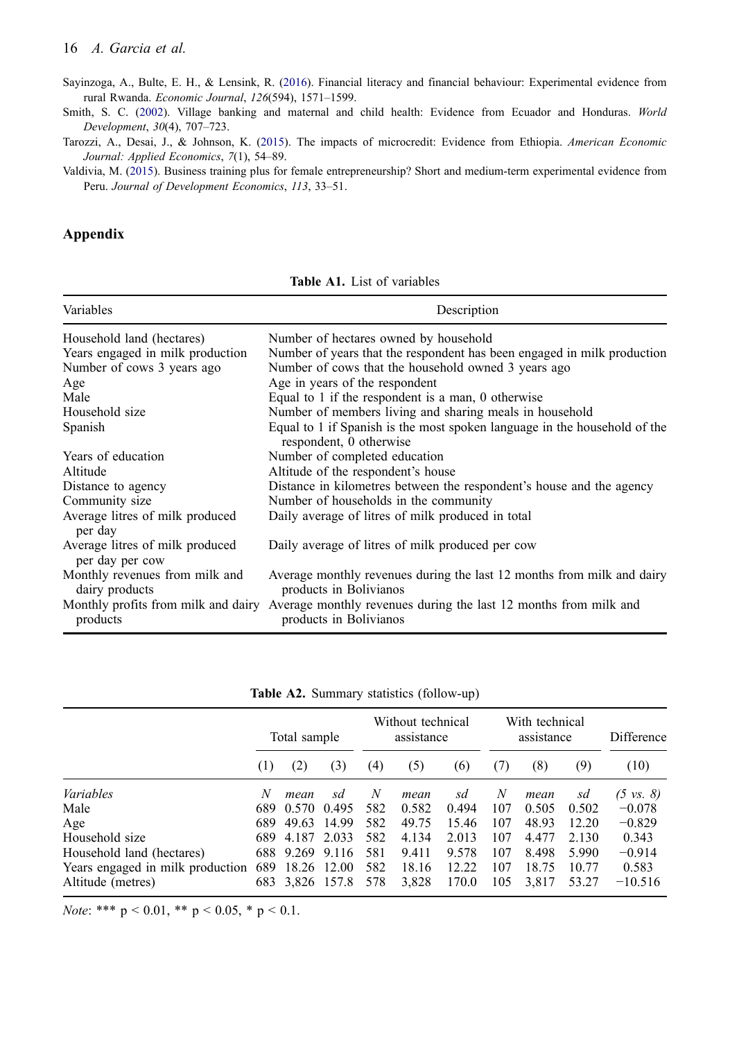Sayinzoga, A., Bulte, E. H., & Lensink, R. (2016). Financial literacy and financial behaviour: Experimental evidence from rural Rwanda. *Economic Journal*, *126*(594), 1571–1599.

Smith, S. C. (2002). Village banking and maternal and child health: Evidence from Ecuador and Honduras. *World Development*, *30*(4), 707–723.

Tarozzi, A., Desai, J., & Johnson, K. (2015). The impacts of microcredit: Evidence from Ethiopia. *American Economic Journal: Applied Economics*, *7*(1), 54–89.

Valdivia, M. (2015). Business training plus for female entrepreneurship? Short and medium-term experimental evidence from Peru. *Journal of Development Economics*, *113*, 33–51.

## Appendix

**Table A1.** List of variables

| Variables | Description |
|---|---|
| Household land (hectares) | Number of hectares owned by household |
| Years engaged in milk production | Number of years that the respondent has been engaged in milk production |
| Number of cows 3 years ago | Number of cows that the household owned 3 years ago |
| Age | Age in years of the respondent |
| Male | Equal to 1 if the respondent is a man, 0 otherwise |
| Household size | Number of members living and sharing meals in household |
| Spanish | Equal to 1 if Spanish is the most spoken language in the household of the respondent, 0 otherwise |
| Years of education | Number of completed education |
| Altitude | Altitude of the respondent's house |
| Distance to agency | Distance in kilometres between the respondent's house and the agency |
| Community size | Number of households in the community |
| Average litres of milk produced per day | Daily average of litres of milk produced in total |
| Average litres of milk produced per day per cow | Daily average of litres of milk produced per cow |
| Monthly revenues from milk and dairy products | Average monthly revenues during the last 12 months from milk and dairy products in Bolivianos |
| Monthly profits from milk and dairy products | Average monthly revenues during the last 12 months from milk and products in Bolivianos |

**Table A2.** Summary statistics (follow-up)

| | Total sample | | | Without technical assistance | | | With technical assistance | | | Difference |
|---|---|---|---|---|---|---|---|---|---|---|
| | (1) | (2) | (3) | (4) | (5) | (6) | (7) | (8) | (9) | (10) |
| *Variables* | *N* | *mean* | *sd* | *N* | *mean* | *sd* | *N* | *mean* | *sd* | *(5 vs. 8)* |
| Male | 689 | 0.570 | 0.495 | 582 | 0.582 | 0.494 | 107 | 0.505 | 0.502 | −0.078 |
| Age | 689 | 49.63 | 14.99 | 582 | 49.75 | 15.46 | 107 | 48.93 | 12.20 | −0.829 |
| Household size | 689 | 4.187 | 2.033 | 582 | 4.134 | 2.013 | 107 | 4.477 | 2.130 | 0.343 |
| Household land (hectares) | 688 | 9.269 | 9.116 | 581 | 9.411 | 9.578 | 107 | 8.498 | 5.990 | −0.914 |
| Years engaged in milk production | 689 | 18.26 | 12.00 | 582 | 18.16 | 12.22 | 107 | 18.75 | 10.77 | 0.583 |
| Altitude (metres) | 683 | 3,826 | 157.8 | 578 | 3,828 | 170.0 | 105 | 3,817 | 53.27 | −10.516 |

*Note*: *** p < 0.01, ** p < 0.05, * p < 0.1.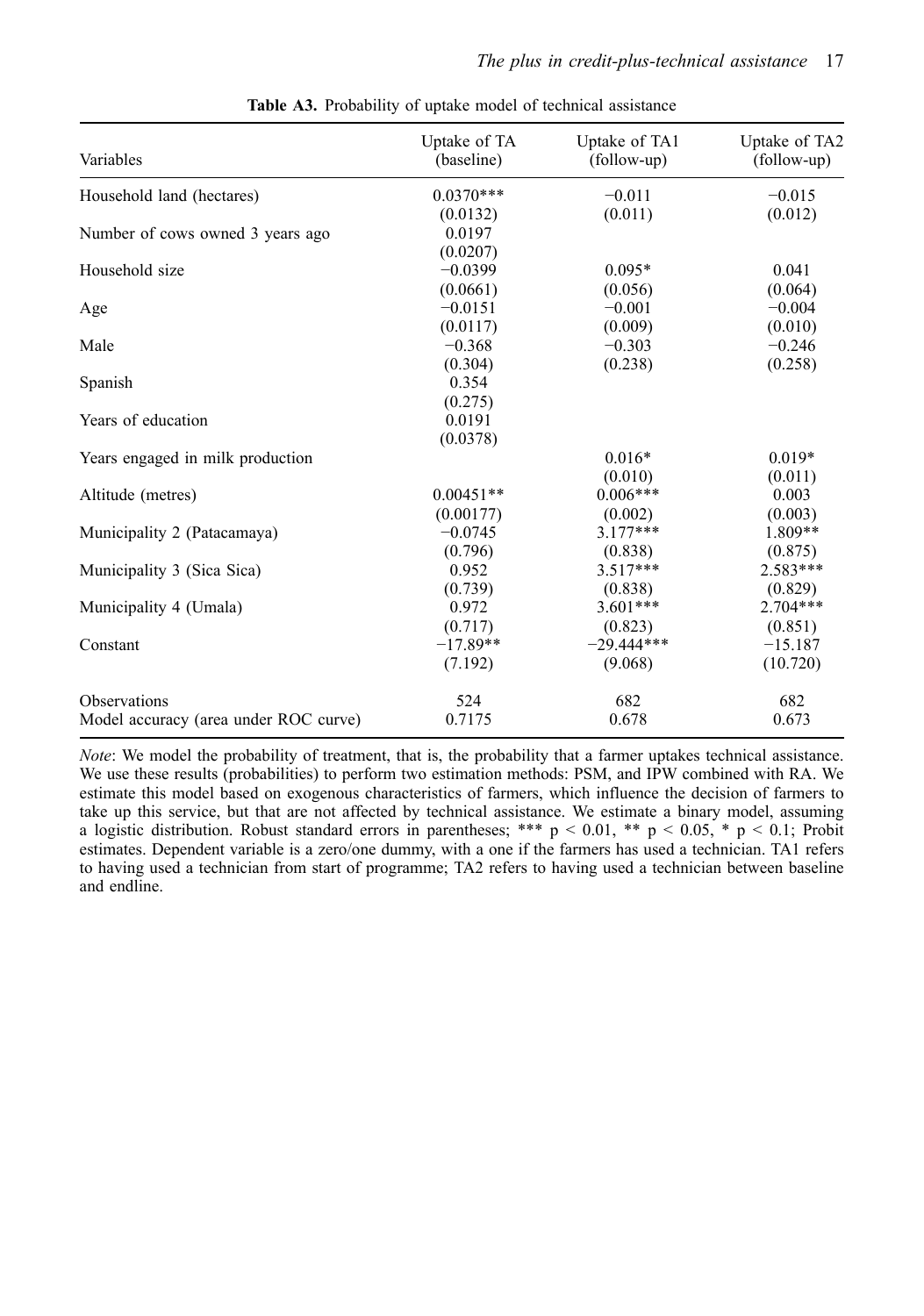**Table A3.** Probability of uptake model of technical assistance

| Variables | Uptake of TA (baseline) | Uptake of TA1 (follow-up) | Uptake of TA2 (follow-up) |
|---|---|---|---|
| Household land (hectares) | 0.0370*** | −0.011 | −0.015 |
| | (0.0132) | (0.011) | (0.012) |
| Number of cows owned 3 years ago | 0.0197 | | |
| | (0.0207) | | |
| Household size | −0.0399 | 0.095* | 0.041 |
| | (0.0661) | (0.056) | (0.064) |
| Age | −0.0151 | −0.001 | −0.004 |
| | (0.0117) | (0.009) | (0.010) |
| Male | −0.368 | −0.303 | −0.246 |
| | (0.304) | (0.238) | (0.258) |
| Spanish | 0.354 | | |
| | (0.275) | | |
| Years of education | 0.0191 | | |
| | (0.0378) | | |
| Years engaged in milk production | | 0.016* | 0.019* |
| | | (0.010) | (0.011) |
| Altitude (metres) | 0.00451** | 0.006*** | 0.003 |
| | (0.00177) | (0.002) | (0.003) |
| Municipality 2 (Patacamaya) | −0.0745 | 3.177*** | 1.809** |
| | (0.796) | (0.838) | (0.875) |
| Municipality 3 (Sica Sica) | 0.952 | 3.517*** | 2.583*** |
| | (0.739) | (0.838) | (0.829) |
| Municipality 4 (Umala) | 0.972 | 3.601*** | 2.704*** |
| | (0.717) | (0.823) | (0.851) |
| Constant | −17.89** | −29.444*** | −15.187 |
| | (7.192) | (9.068) | (10.720) |
| Observations | 524 | 682 | 682 |
| Model accuracy (area under ROC curve) | 0.7175 | 0.678 | 0.673 |

*Note*: We model the probability of treatment, that is, the probability that a farmer uptakes technical assistance. We use these results (probabilities) to perform two estimation methods: PSM, and IPW combined with RA. We estimate this model based on exogenous characteristics of farmers, which influence the decision of farmers to take up this service, but that are not affected by technical assistance. We estimate a binary model, assuming a logistic distribution. Robust standard errors in parentheses; *** $p < 0.01$, ** $p < 0.05$, * $p < 0.1$; Probit estimates. Dependent variable is a zero/one dummy, with a one if the farmers has used a technician. TA1 refers to having used a technician from start of programme; TA2 refers to having used a technician between baseline and endline.